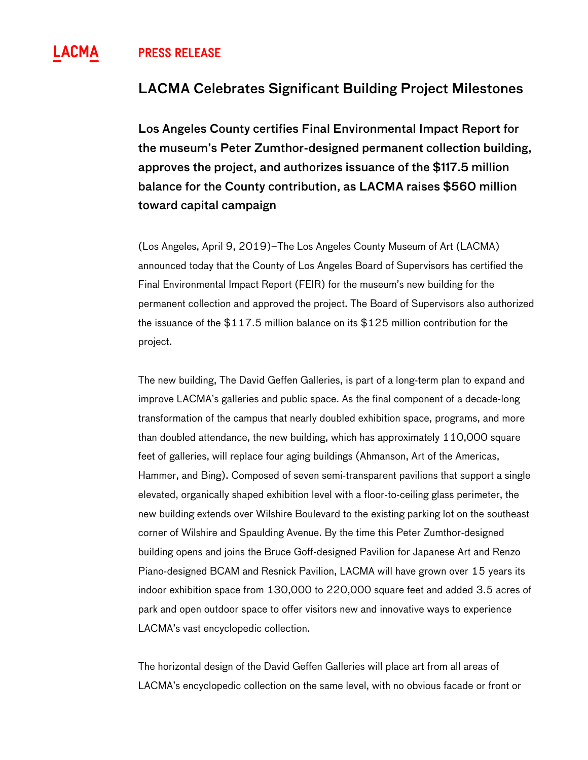LACMA **PRESS RELEASE**

# LACMA Celebrates Significant Building Project Milestones

**Los Angeles County certifies Final Environmental Impact Report for the museum's Peter Zumthor-designed permanent collection building, approves the project, and authorizes issuance of the $117.5 million balance for the County contribution, as LACMA raises $560 million toward capital campaign**

(Los Angeles, April 9, 2019)—The Los Angeles County Museum of Art (LACMA) announced today that the County of Los Angeles Board of Supervisors has certified the Final Environmental Impact Report (FEIR) for the museum's new building for the permanent collection and approved the project. The Board of Supervisors also authorized the issuance of the $117.5 million balance on its $125 million contribution for the project.

The new building, The David Geffen Galleries, is part of a long-term plan to expand and improve LACMA's galleries and public space. As the final component of a decade-long transformation of the campus that nearly doubled exhibition space, programs, and more than doubled attendance, the new building, which has approximately 110,000 square feet of galleries, will replace four aging buildings (Ahmanson, Art of the Americas, Hammer, and Bing). Composed of seven semi-transparent pavilions that support a single elevated, organically shaped exhibition level with a floor-to-ceiling glass perimeter, the new building extends over Wilshire Boulevard to the existing parking lot on the southeast corner of Wilshire and Spaulding Avenue. By the time this Peter Zumthor-designed building opens and joins the Bruce Goff-designed Pavilion for Japanese Art and Renzo Piano-designed BCAM and Resnick Pavilion, LACMA will have grown over 15 years its indoor exhibition space from 130,000 to 220,000 square feet and added 3.5 acres of park and open outdoor space to offer visitors new and innovative ways to experience LACMA's vast encyclopedic collection.

The horizontal design of the David Geffen Galleries will place art from all areas of LACMA's encyclopedic collection on the same level, with no obvious facade or front or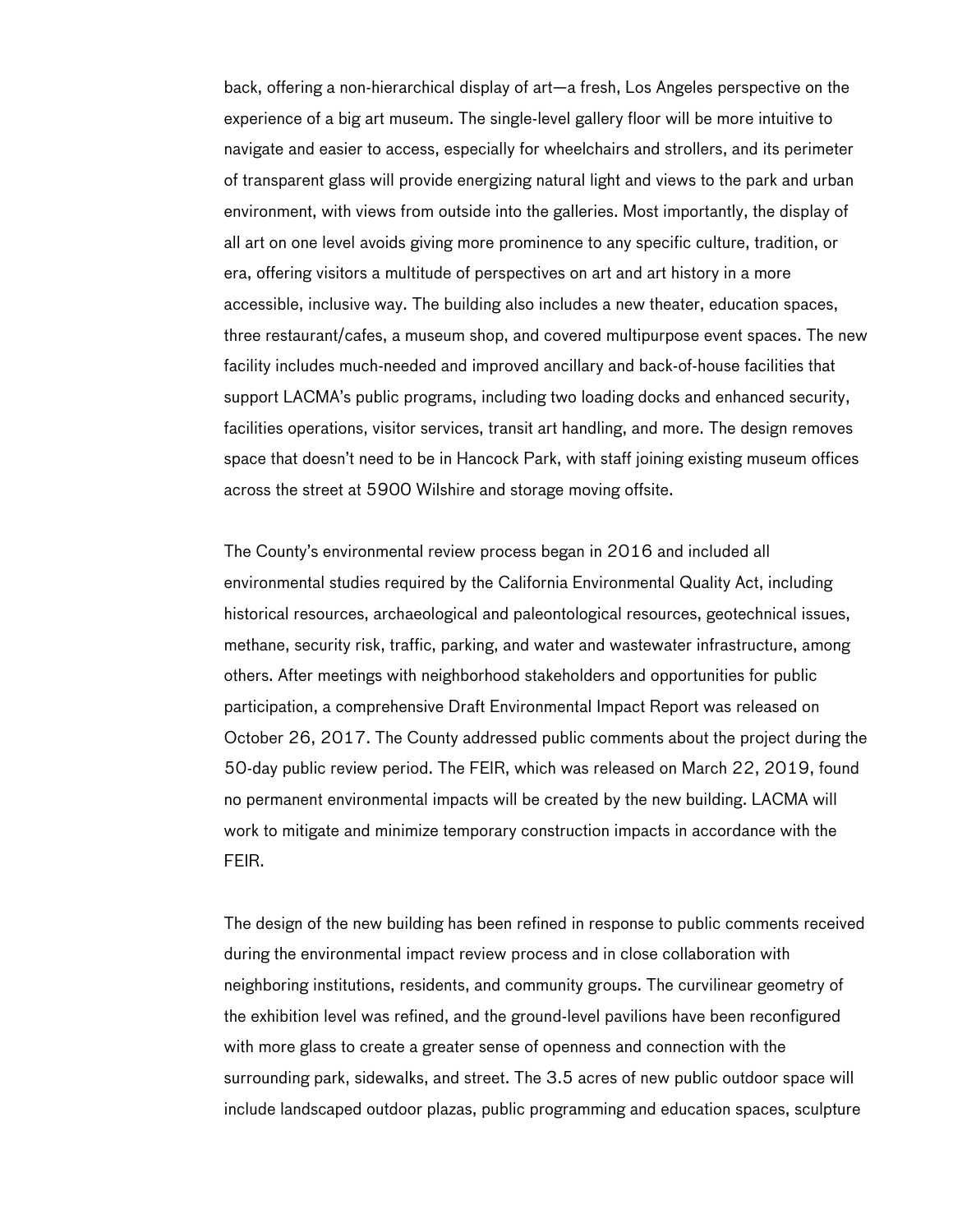back, offering a non-hierarchical display of art—a fresh, Los Angeles perspective on the experience of a big art museum. The single-level gallery floor will be more intuitive to navigate and easier to access, especially for wheelchairs and strollers, and its perimeter of transparent glass will provide energizing natural light and views to the park and urban environment, with views from outside into the galleries. Most importantly, the display of all art on one level avoids giving more prominence to any specific culture, tradition, or era, offering visitors a multitude of perspectives on art and art history in a more accessible, inclusive way. The building also includes a new theater, education spaces, three restaurant/cafes, a museum shop, and covered multipurpose event spaces. The new facility includes much-needed and improved ancillary and back-of-house facilities that support LACMA's public programs, including two loading docks and enhanced security, facilities operations, visitor services, transit art handling, and more. The design removes space that doesn't need to be in Hancock Park, with staff joining existing museum offices across the street at 5900 Wilshire and storage moving offsite.

The County's environmental review process began in 2016 and included all environmental studies required by the California Environmental Quality Act, including historical resources, archaeological and paleontological resources, geotechnical issues, methane, security risk, traffic, parking, and water and wastewater infrastructure, among others. After meetings with neighborhood stakeholders and opportunities for public participation, a comprehensive Draft Environmental Impact Report was released on October 26, 2017. The County addressed public comments about the project during the 50-day public review period. The FEIR, which was released on March 22, 2019, found no permanent environmental impacts will be created by the new building. LACMA will work to mitigate and minimize temporary construction impacts in accordance with the FEIR.

The design of the new building has been refined in response to public comments received during the environmental impact review process and in close collaboration with neighboring institutions, residents, and community groups. The curvilinear geometry of the exhibition level was refined, and the ground-level pavilions have been reconfigured with more glass to create a greater sense of openness and connection with the surrounding park, sidewalks, and street. The 3.5 acres of new public outdoor space will include landscaped outdoor plazas, public programming and education spaces, sculpture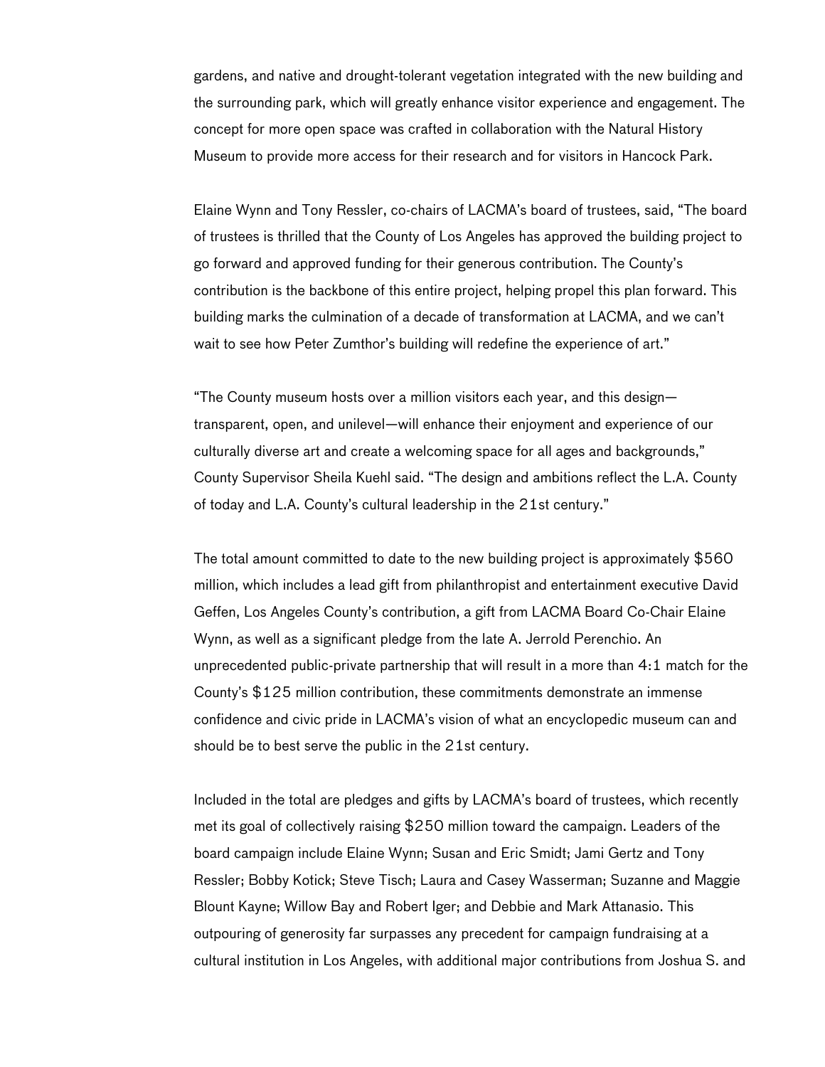gardens, and native and drought-tolerant vegetation integrated with the new building and the surrounding park, which will greatly enhance visitor experience and engagement. The concept for more open space was crafted in collaboration with the Natural History Museum to provide more access for their research and for visitors in Hancock Park.

Elaine Wynn and Tony Ressler, co-chairs of LACMA's board of trustees, said, "The board of trustees is thrilled that the County of Los Angeles has approved the building project to go forward and approved funding for their generous contribution. The County's contribution is the backbone of this entire project, helping propel this plan forward. This building marks the culmination of a decade of transformation at LACMA, and we can't wait to see how Peter Zumthor's building will redefine the experience of art."

"The County museum hosts over a million visitors each year, and this design—transparent, open, and unilevel—will enhance their enjoyment and experience of our culturally diverse art and create a welcoming space for all ages and backgrounds," County Supervisor Sheila Kuehl said. "The design and ambitions reflect the L.A. County of today and L.A. County's cultural leadership in the 21st century."

The total amount committed to date to the new building project is approximately $560 million, which includes a lead gift from philanthropist and entertainment executive David Geffen, Los Angeles County's contribution, a gift from LACMA Board Co-Chair Elaine Wynn, as well as a significant pledge from the late A. Jerrold Perenchio. An unprecedented public-private partnership that will result in a more than 4:1 match for the County's $125 million contribution, these commitments demonstrate an immense confidence and civic pride in LACMA's vision of what an encyclopedic museum can and should be to best serve the public in the 21st century.

Included in the total are pledges and gifts by LACMA's board of trustees, which recently met its goal of collectively raising $250 million toward the campaign. Leaders of the board campaign include Elaine Wynn; Susan and Eric Smidt; Jami Gertz and Tony Ressler; Bobby Kotick; Steve Tisch; Laura and Casey Wasserman; Suzanne and Maggie Blount Kayne; Willow Bay and Robert Iger; and Debbie and Mark Attanasio. This outpouring of generosity far surpasses any precedent for campaign fundraising at a cultural institution in Los Angeles, with additional major contributions from Joshua S. and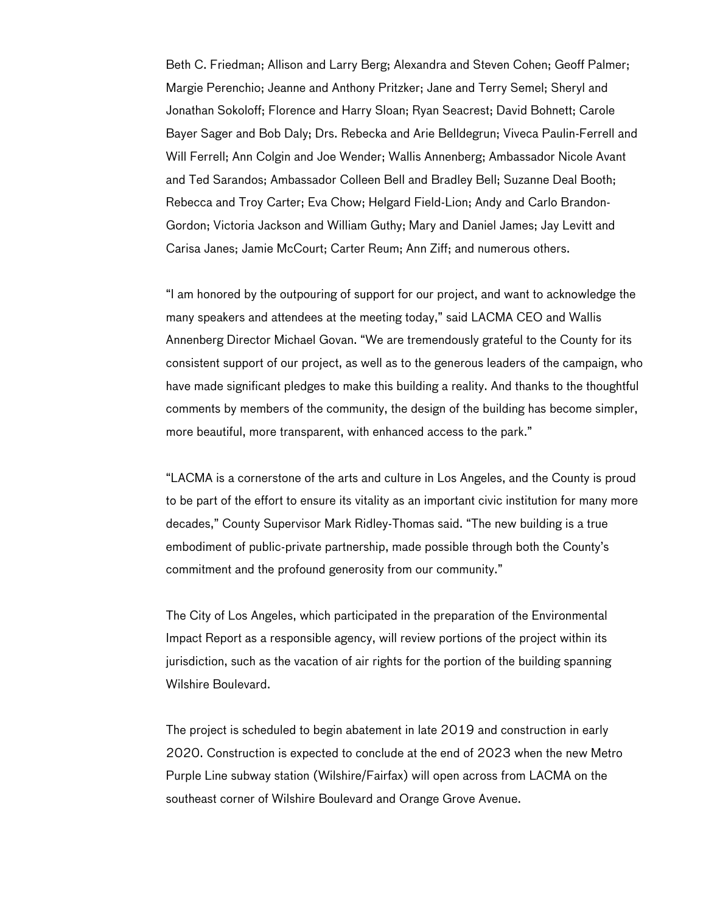Beth C. Friedman; Allison and Larry Berg; Alexandra and Steven Cohen; Geoff Palmer; Margie Perenchio; Jeanne and Anthony Pritzker; Jane and Terry Semel; Sheryl and Jonathan Sokoloff; Florence and Harry Sloan; Ryan Seacrest; David Bohnett; Carole Bayer Sager and Bob Daly; Drs. Rebecka and Arie Belldegrun; Viveca Paulin-Ferrell and Will Ferrell; Ann Colgin and Joe Wender; Wallis Annenberg; Ambassador Nicole Avant and Ted Sarandos; Ambassador Colleen Bell and Bradley Bell; Suzanne Deal Booth; Rebecca and Troy Carter; Eva Chow; Helgard Field-Lion; Andy and Carlo Brandon-Gordon; Victoria Jackson and William Guthy; Mary and Daniel James; Jay Levitt and Carisa Janes; Jamie McCourt; Carter Reum; Ann Ziff; and numerous others.

"I am honored by the outpouring of support for our project, and want to acknowledge the many speakers and attendees at the meeting today," said LACMA CEO and Wallis Annenberg Director Michael Govan. "We are tremendously grateful to the County for its consistent support of our project, as well as to the generous leaders of the campaign, who have made significant pledges to make this building a reality. And thanks to the thoughtful comments by members of the community, the design of the building has become simpler, more beautiful, more transparent, with enhanced access to the park."

"LACMA is a cornerstone of the arts and culture in Los Angeles, and the County is proud to be part of the effort to ensure its vitality as an important civic institution for many more decades," County Supervisor Mark Ridley-Thomas said. "The new building is a true embodiment of public-private partnership, made possible through both the County's commitment and the profound generosity from our community."

The City of Los Angeles, which participated in the preparation of the Environmental Impact Report as a responsible agency, will review portions of the project within its jurisdiction, such as the vacation of air rights for the portion of the building spanning Wilshire Boulevard.

The project is scheduled to begin abatement in late 2019 and construction in early 2020. Construction is expected to conclude at the end of 2023 when the new Metro Purple Line subway station (Wilshire/Fairfax) will open across from LACMA on the southeast corner of Wilshire Boulevard and Orange Grove Avenue.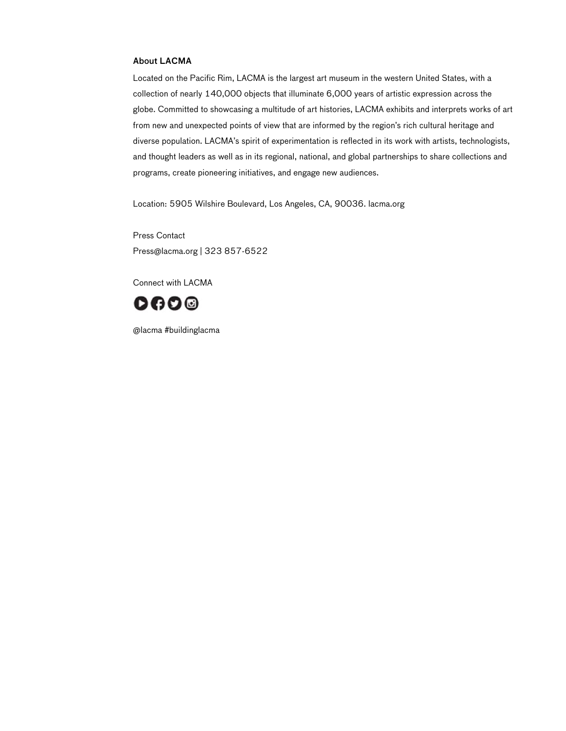## About LACMA

Located on the Pacific Rim, LACMA is the largest art museum in the western United States, with a collection of nearly 140,000 objects that illuminate 6,000 years of artistic expression across the globe. Committed to showcasing a multitude of art histories, LACMA exhibits and interprets works of art from new and unexpected points of view that are informed by the region's rich cultural heritage and diverse population. LACMA's spirit of experimentation is reflected in its work with artists, technologists, and thought leaders as well as in its regional, national, and global partnerships to share collections and programs, create pioneering initiatives, and engage new audiences.

Location: 5905 Wilshire Boulevard, Los Angeles, CA, 90036. lacma.org

Press Contact
Press@lacma.org | 323 857-6522

Connect with LACMA

@lacma #buildinglacma